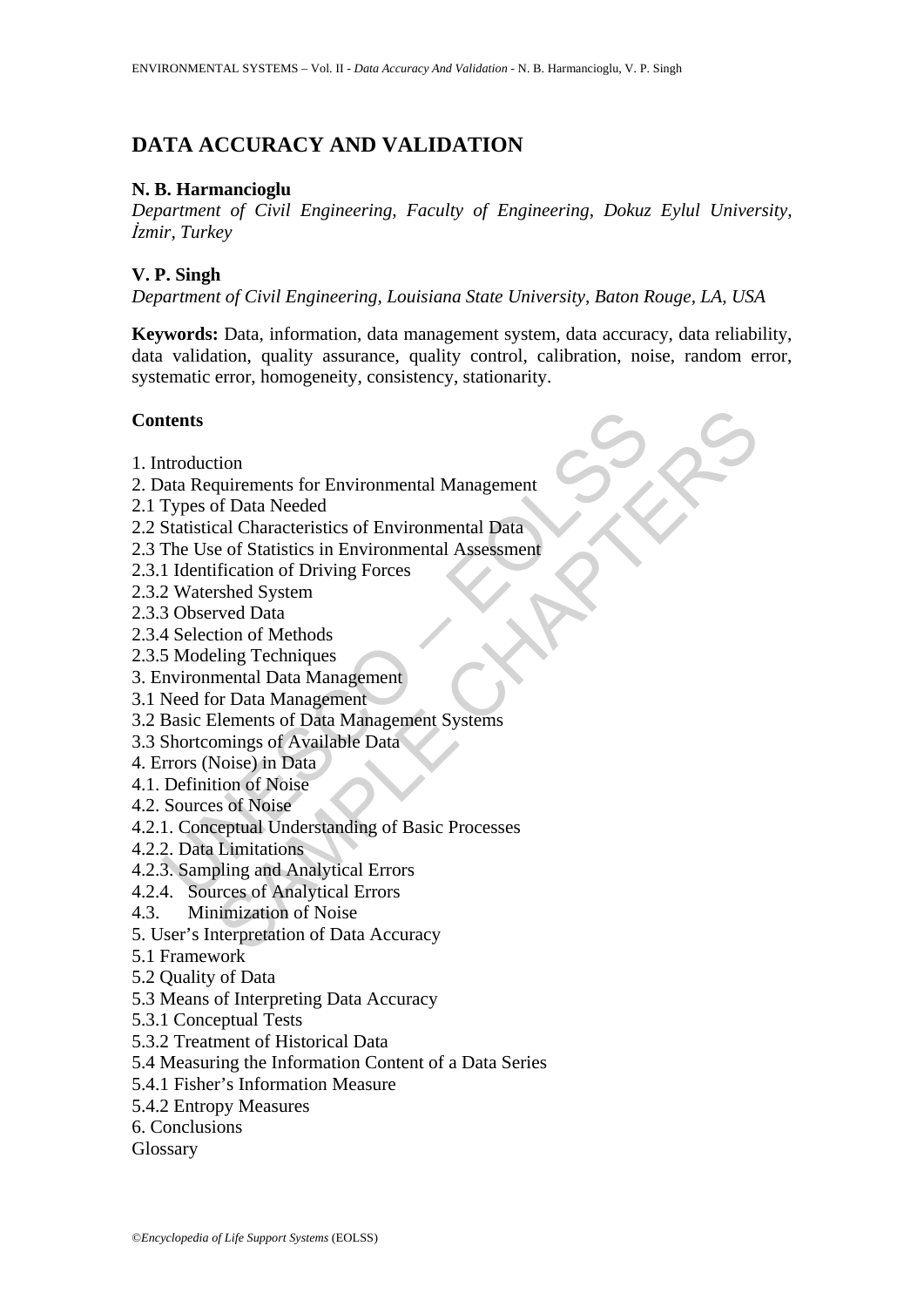# DATA ACCURACY AND VALIDATION

**N. B. Harmancioglu**

*Department of Civil Engineering, Faculty of Engineering, Dokuz Eylul University, İzmir, Turkey*

**V. P. Singh**

*Department of Civil Engineering, Louisiana State University, Baton Rouge, LA, USA*

**Keywords:** Data, information, data management system, data accuracy, data reliability, data validation, quality assurance, quality control, calibration, noise, random error, systematic error, homogeneity, consistency, stationarity.

## Contents

1. Introduction
2. Data Requirements for Environmental Management
2.1 Types of Data Needed
2.2 Statistical Characteristics of Environmental Data
2.3 The Use of Statistics in Environmental Assessment
2.3.1 Identification of Driving Forces
2.3.2 Watershed System
2.3.3 Observed Data
2.3.4 Selection of Methods
2.3.5 Modeling Techniques
3. Environmental Data Management
3.1 Need for Data Management
3.2 Basic Elements of Data Management Systems
3.3 Shortcomings of Available Data
4. Errors (Noise) in Data
4.1. Definition of Noise
4.2. Sources of Noise
4.2.1. Conceptual Understanding of Basic Processes
4.2.2. Data Limitations
4.2.3. Sampling and Analytical Errors
4.2.4. Sources of Analytical Errors
4.3. Minimization of Noise
5. User's Interpretation of Data Accuracy
5.1 Framework
5.2 Quality of Data
5.3 Means of Interpreting Data Accuracy
5.3.1 Conceptual Tests
5.3.2 Treatment of Historical Data
5.4 Measuring the Information Content of a Data Series
5.4.1 Fisher's Information Measure
5.4.2 Entropy Measures
6. Conclusions
Glossary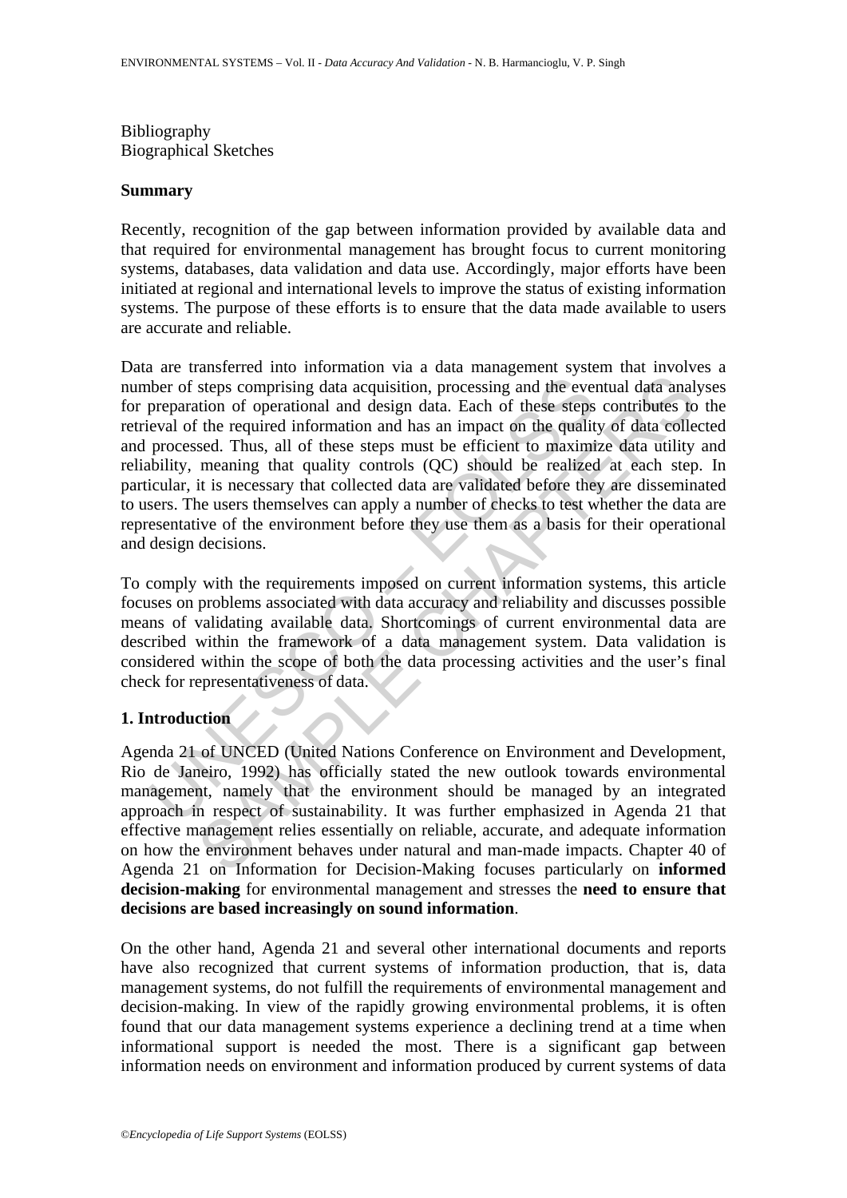Bibliography
Biographical Sketches

## Summary

Recently, recognition of the gap between information provided by available data and that required for environmental management has brought focus to current monitoring systems, databases, data validation and data use. Accordingly, major efforts have been initiated at regional and international levels to improve the status of existing information systems. The purpose of these efforts is to ensure that the data made available to users are accurate and reliable.

Data are transferred into information via a data management system that involves a number of steps comprising data acquisition, processing and the eventual data analyses for preparation of operational and design data. Each of these steps contributes to the retrieval of the required information and has an impact on the quality of data collected and processed. Thus, all of these steps must be efficient to maximize data utility and reliability, meaning that quality controls (QC) should be realized at each step. In particular, it is necessary that collected data are validated before they are disseminated to users. The users themselves can apply a number of checks to test whether the data are representative of the environment before they use them as a basis for their operational and design decisions.

To comply with the requirements imposed on current information systems, this article focuses on problems associated with data accuracy and reliability and discusses possible means of validating available data. Shortcomings of current environmental data are described within the framework of a data management system. Data validation is considered within the scope of both the data processing activities and the user's final check for representativeness of data.

## 1. Introduction

Agenda 21 of UNCED (United Nations Conference on Environment and Development, Rio de Janeiro, 1992) has officially stated the new outlook towards environmental management, namely that the environment should be managed by an integrated approach in respect of sustainability. It was further emphasized in Agenda 21 that effective management relies essentially on reliable, accurate, and adequate information on how the environment behaves under natural and man-made impacts. Chapter 40 of Agenda 21 on Information for Decision-Making focuses particularly on **informed decision-making** for environmental management and stresses the **need to ensure that decisions are based increasingly on sound information**.

On the other hand, Agenda 21 and several other international documents and reports have also recognized that current systems of information production, that is, data management systems, do not fulfill the requirements of environmental management and decision-making. In view of the rapidly growing environmental problems, it is often found that our data management systems experience a declining trend at a time when informational support is needed the most. There is a significant gap between information needs on environment and information produced by current systems of data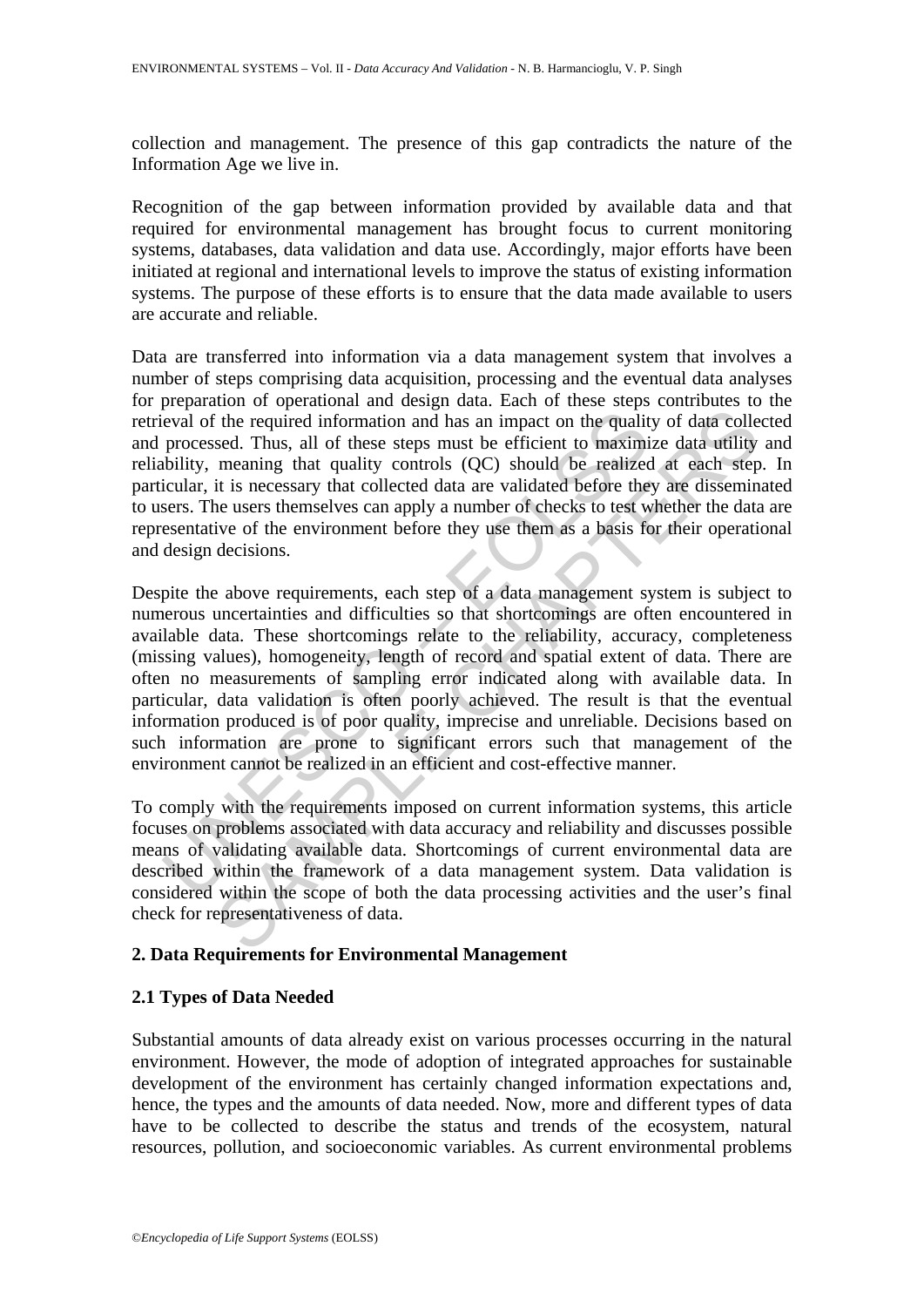collection and management. The presence of this gap contradicts the nature of the Information Age we live in.

Recognition of the gap between information provided by available data and that required for environmental management has brought focus to current monitoring systems, databases, data validation and data use. Accordingly, major efforts have been initiated at regional and international levels to improve the status of existing information systems. The purpose of these efforts is to ensure that the data made available to users are accurate and reliable.

Data are transferred into information via a data management system that involves a number of steps comprising data acquisition, processing and the eventual data analyses for preparation of operational and design data. Each of these steps contributes to the retrieval of the required information and has an impact on the quality of data collected and processed. Thus, all of these steps must be efficient to maximize data utility and reliability, meaning that quality controls (QC) should be realized at each step. In particular, it is necessary that collected data are validated before they are disseminated to users. The users themselves can apply a number of checks to test whether the data are representative of the environment before they use them as a basis for their operational and design decisions.

Despite the above requirements, each step of a data management system is subject to numerous uncertainties and difficulties so that shortcomings are often encountered in available data. These shortcomings relate to the reliability, accuracy, completeness (missing values), homogeneity, length of record and spatial extent of data. There are often no measurements of sampling error indicated along with available data. In particular, data validation is often poorly achieved. The result is that the eventual information produced is of poor quality, imprecise and unreliable. Decisions based on such information are prone to significant errors such that management of the environment cannot be realized in an efficient and cost-effective manner.

To comply with the requirements imposed on current information systems, this article focuses on problems associated with data accuracy and reliability and discusses possible means of validating available data. Shortcomings of current environmental data are described within the framework of a data management system. Data validation is considered within the scope of both the data processing activities and the user's final check for representativeness of data.

## 2. Data Requirements for Environmental Management

### 2.1 Types of Data Needed

Substantial amounts of data already exist on various processes occurring in the natural environment. However, the mode of adoption of integrated approaches for sustainable development of the environment has certainly changed information expectations and, hence, the types and the amounts of data needed. Now, more and different types of data have to be collected to describe the status and trends of the ecosystem, natural resources, pollution, and socioeconomic variables. As current environmental problems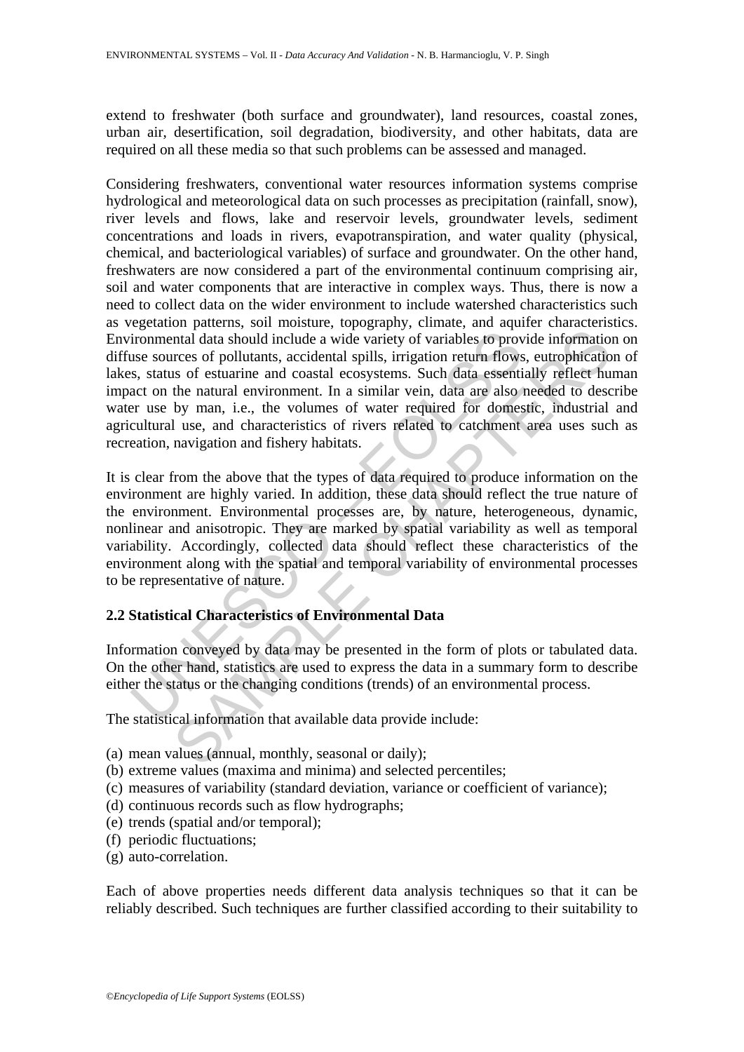extend to freshwater (both surface and groundwater), land resources, coastal zones, urban air, desertification, soil degradation, biodiversity, and other habitats, data are required on all these media so that such problems can be assessed and managed.

Considering freshwaters, conventional water resources information systems comprise hydrological and meteorological data on such processes as precipitation (rainfall, snow), river levels and flows, lake and reservoir levels, groundwater levels, sediment concentrations and loads in rivers, evapotranspiration, and water quality (physical, chemical, and bacteriological variables) of surface and groundwater. On the other hand, freshwaters are now considered a part of the environmental continuum comprising air, soil and water components that are interactive in complex ways. Thus, there is now a need to collect data on the wider environment to include watershed characteristics such as vegetation patterns, soil moisture, topography, climate, and aquifer characteristics. Environmental data should include a wide variety of variables to provide information on diffuse sources of pollutants, accidental spills, irrigation return flows, eutrophication of lakes, status of estuarine and coastal ecosystems. Such data essentially reflect human impact on the natural environment. In a similar vein, data are also needed to describe water use by man, i.e., the volumes of water required for domestic, industrial and agricultural use, and characteristics of rivers related to catchment area uses such as recreation, navigation and fishery habitats.

It is clear from the above that the types of data required to produce information on the environment are highly varied. In addition, these data should reflect the true nature of the environment. Environmental processes are, by nature, heterogeneous, dynamic, nonlinear and anisotropic. They are marked by spatial variability as well as temporal variability. Accordingly, collected data should reflect these characteristics of the environment along with the spatial and temporal variability of environmental processes to be representative of nature.

## 2.2 Statistical Characteristics of Environmental Data

Information conveyed by data may be presented in the form of plots or tabulated data. On the other hand, statistics are used to express the data in a summary form to describe either the status or the changing conditions (trends) of an environmental process.

The statistical information that available data provide include:

(a) mean values (annual, monthly, seasonal or daily);
(b) extreme values (maxima and minima) and selected percentiles;
(c) measures of variability (standard deviation, variance or coefficient of variance);
(d) continuous records such as flow hydrographs;
(e) trends (spatial and/or temporal);
(f) periodic fluctuations;
(g) auto-correlation.

Each of above properties needs different data analysis techniques so that it can be reliably described. Such techniques are further classified according to their suitability to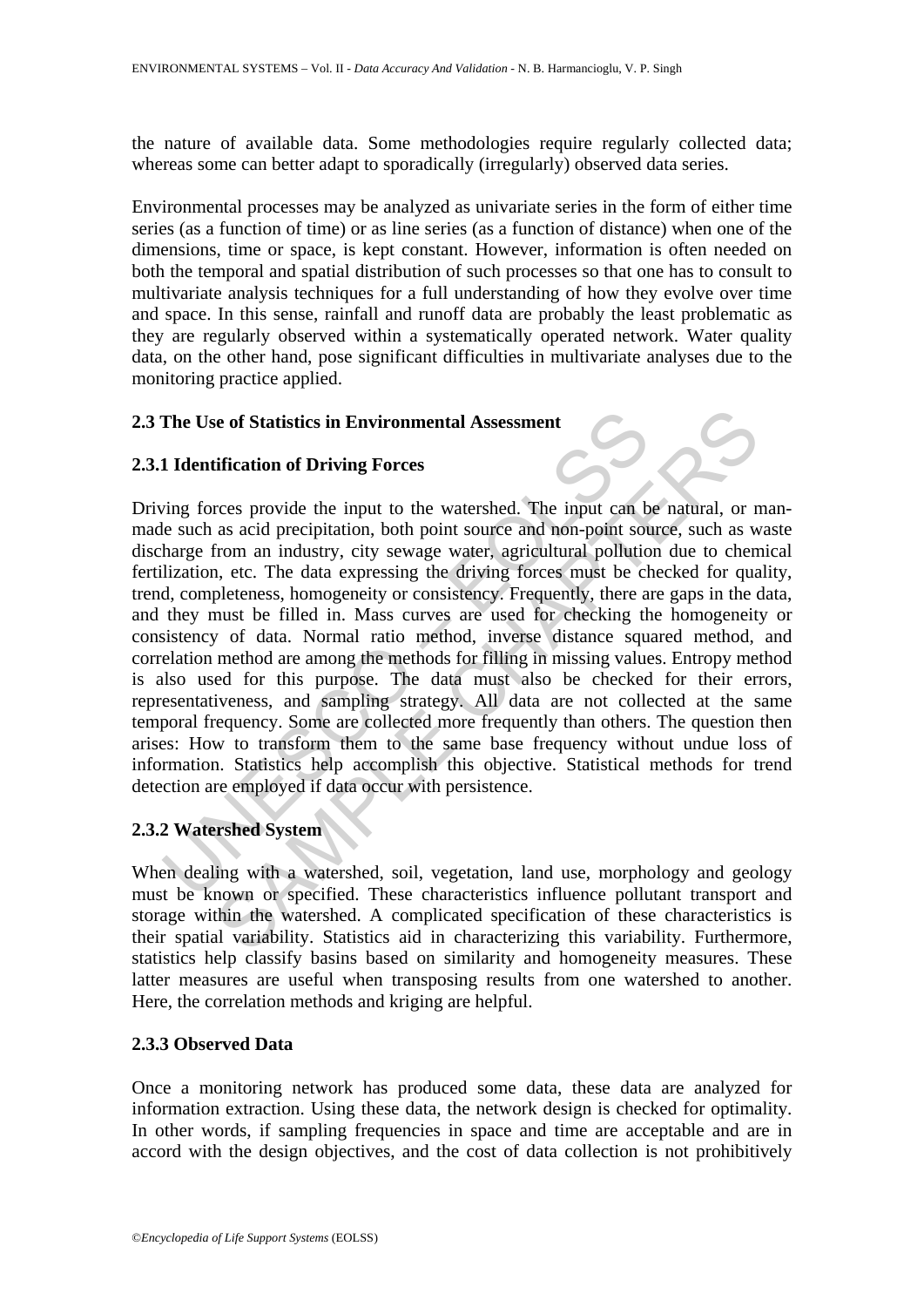the nature of available data. Some methodologies require regularly collected data; whereas some can better adapt to sporadically (irregularly) observed data series.

Environmental processes may be analyzed as univariate series in the form of either time series (as a function of time) or as line series (as a function of distance) when one of the dimensions, time or space, is kept constant. However, information is often needed on both the temporal and spatial distribution of such processes so that one has to consult to multivariate analysis techniques for a full understanding of how they evolve over time and space. In this sense, rainfall and runoff data are probably the least problematic as they are regularly observed within a systematically operated network. Water quality data, on the other hand, pose significant difficulties in multivariate analyses due to the monitoring practice applied.

### 2.3 The Use of Statistics in Environmental Assessment

#### 2.3.1 Identification of Driving Forces

Driving forces provide the input to the watershed. The input can be natural, or man-made such as acid precipitation, both point source and non-point source, such as waste discharge from an industry, city sewage water, agricultural pollution due to chemical fertilization, etc. The data expressing the driving forces must be checked for quality, trend, completeness, homogeneity or consistency. Frequently, there are gaps in the data, and they must be filled in. Mass curves are used for checking the homogeneity or consistency of data. Normal ratio method, inverse distance squared method, and correlation method are among the methods for filling in missing values. Entropy method is also used for this purpose. The data must also be checked for their errors, representativeness, and sampling strategy. All data are not collected at the same temporal frequency. Some are collected more frequently than others. The question then arises: How to transform them to the same base frequency without undue loss of information. Statistics help accomplish this objective. Statistical methods for trend detection are employed if data occur with persistence.

#### 2.3.2 Watershed System

When dealing with a watershed, soil, vegetation, land use, morphology and geology must be known or specified. These characteristics influence pollutant transport and storage within the watershed. A complicated specification of these characteristics is their spatial variability. Statistics aid in characterizing this variability. Furthermore, statistics help classify basins based on similarity and homogeneity measures. These latter measures are useful when transposing results from one watershed to another. Here, the correlation methods and kriging are helpful.

#### 2.3.3 Observed Data

Once a monitoring network has produced some data, these data are analyzed for information extraction. Using these data, the network design is checked for optimality. In other words, if sampling frequencies in space and time are acceptable and are in accord with the design objectives, and the cost of data collection is not prohibitively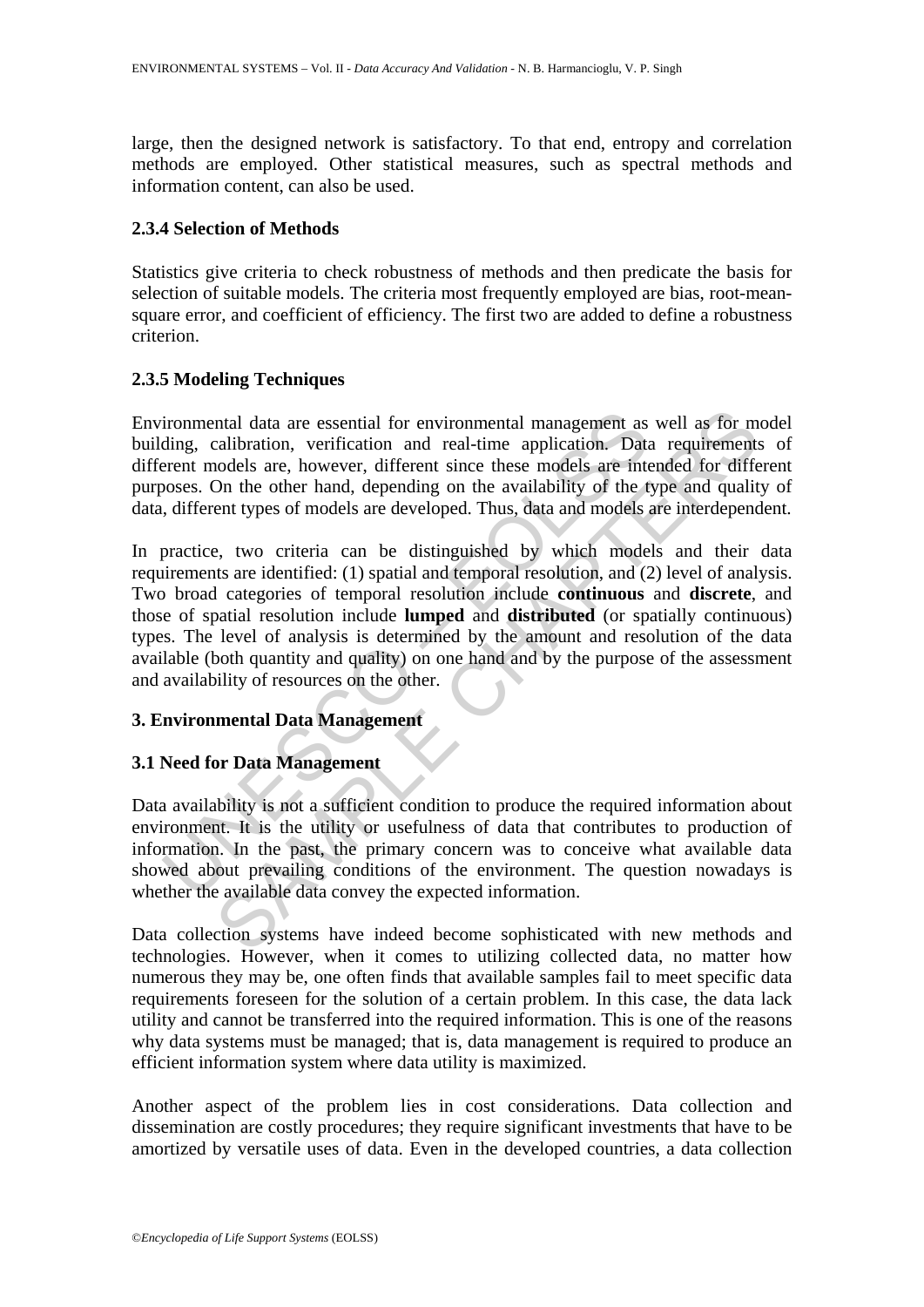large, then the designed network is satisfactory. To that end, entropy and correlation methods are employed. Other statistical measures, such as spectral methods and information content, can also be used.

### 2.3.4 Selection of Methods

Statistics give criteria to check robustness of methods and then predicate the basis for selection of suitable models. The criteria most frequently employed are bias, root-mean-square error, and coefficient of efficiency. The first two are added to define a robustness criterion.

### 2.3.5 Modeling Techniques

Environmental data are essential for environmental management as well as for model building, calibration, verification and real-time application. Data requirements of different models are, however, different since these models are intended for different purposes. On the other hand, depending on the availability of the type and quality of data, different types of models are developed. Thus, data and models are interdependent.

In practice, two criteria can be distinguished by which models and their data requirements are identified: (1) spatial and temporal resolution, and (2) level of analysis. Two broad categories of temporal resolution include **continuous** and **discrete**, and those of spatial resolution include **lumped** and **distributed** (or spatially continuous) types. The level of analysis is determined by the amount and resolution of the data available (both quantity and quality) on one hand and by the purpose of the assessment and availability of resources on the other.

## 3. Environmental Data Management

### 3.1 Need for Data Management

Data availability is not a sufficient condition to produce the required information about environment. It is the utility or usefulness of data that contributes to production of information. In the past, the primary concern was to conceive what available data showed about prevailing conditions of the environment. The question nowadays is whether the available data convey the expected information.

Data collection systems have indeed become sophisticated with new methods and technologies. However, when it comes to utilizing collected data, no matter how numerous they may be, one often finds that available samples fail to meet specific data requirements foreseen for the solution of a certain problem. In this case, the data lack utility and cannot be transferred into the required information. This is one of the reasons why data systems must be managed; that is, data management is required to produce an efficient information system where data utility is maximized.

Another aspect of the problem lies in cost considerations. Data collection and dissemination are costly procedures; they require significant investments that have to be amortized by versatile uses of data. Even in the developed countries, a data collection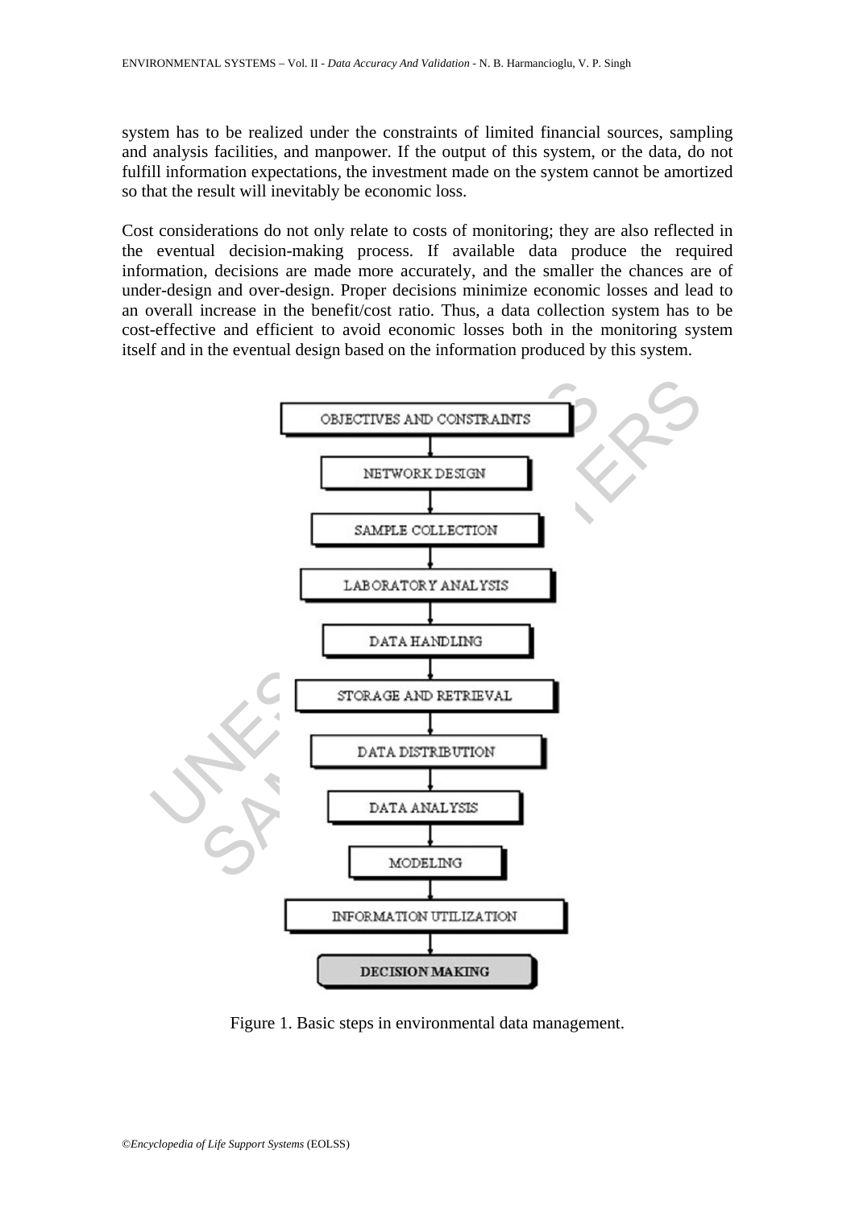system has to be realized under the constraints of limited financial sources, sampling and analysis facilities, and manpower. If the output of this system, or the data, do not fulfill information expectations, the investment made on the system cannot be amortized so that the result will inevitably be economic loss.

Cost considerations do not only relate to costs of monitoring; they are also reflected in the eventual decision-making process. If available data produce the required information, decisions are made more accurately, and the smaller the chances are of under-design and over-design. Proper decisions minimize economic losses and lead to an overall increase in the benefit/cost ratio. Thus, a data collection system has to be cost-effective and efficient to avoid economic losses both in the monitoring system itself and in the eventual design based on the information produced by this system.

OBJECTIVES AND CONSTRAINTS
↓
NETWORK DESIGN
↓
SAMPLE COLLECTION
↓
LABORATORY ANALYSIS
↓
DATA HANDLING
↓
STORAGE AND RETRIEVAL
↓
DATA DISTRIBUTION
↓
DATA ANALYSIS
↓
MODELING
↓
INFORMATION UTILIZATION
↓
**DECISION MAKING**

Figure 1. Basic steps in environmental data management.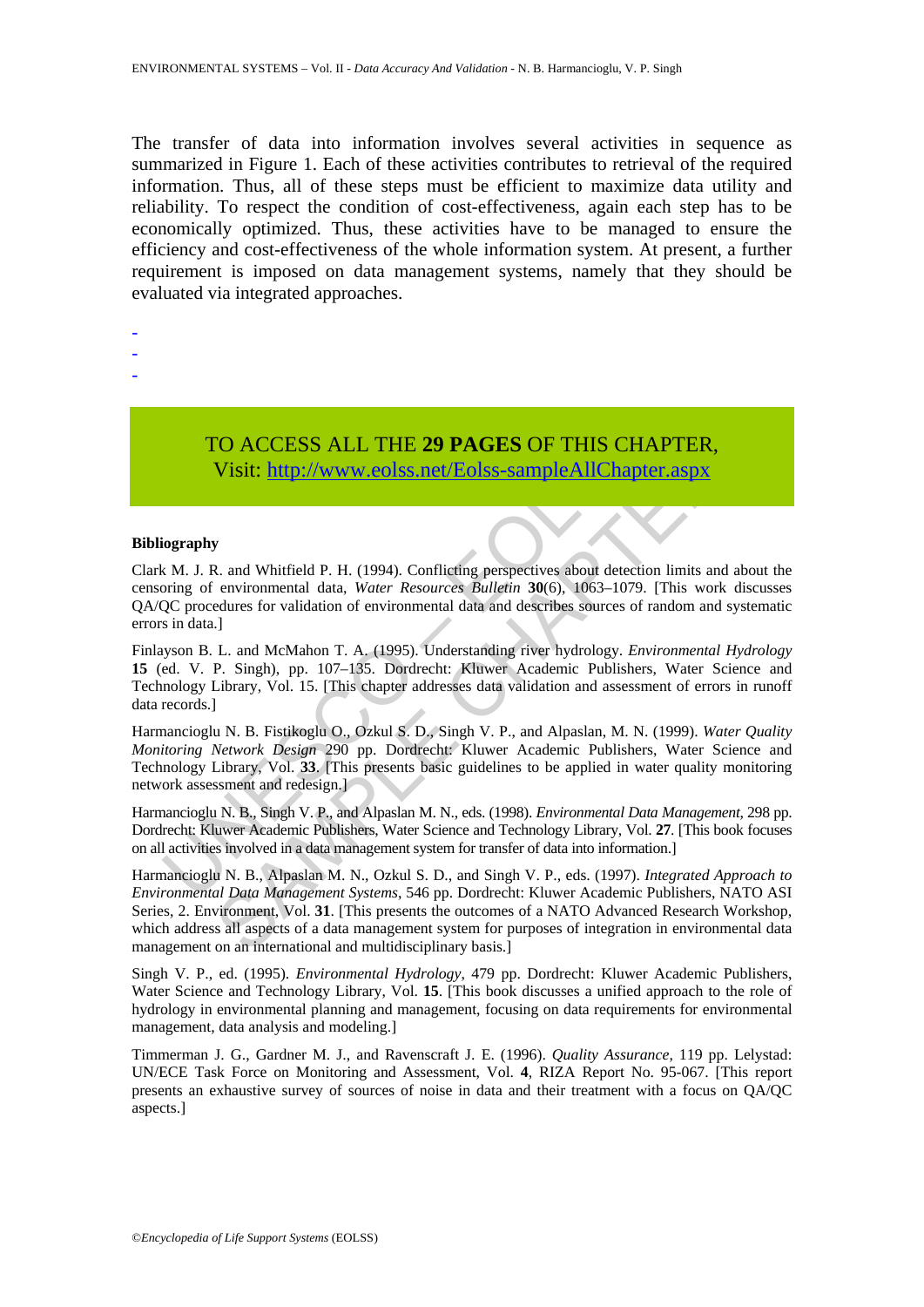The transfer of data into information involves several activities in sequence as summarized in Figure 1. Each of these activities contributes to retrieval of the required information. Thus, all of these steps must be efficient to maximize data utility and reliability. To respect the condition of cost-effectiveness, again each step has to be economically optimized. Thus, these activities have to be managed to ensure the efficiency and cost-effectiveness of the whole information system. At present, a further requirement is imposed on data management systems, namely that they should be evaluated via integrated approaches.

-
-
-

TO ACCESS ALL THE **29 PAGES** OF THIS CHAPTER,
Visit: http://www.eolss.net/Eolss-sampleAllChapter.aspx

**Bibliography**

Clark M. J. R. and Whitfield P. H. (1994). Conflicting perspectives about detection limits and about the censoring of environmental data, *Water Resources Bulletin* **30**(6), 1063–1079. [This work discusses QA/QC procedures for validation of environmental data and describes sources of random and systematic errors in data.]

Finlayson B. L. and McMahon T. A. (1995). Understanding river hydrology. *Environmental Hydrology* **15** (ed. V. P. Singh), pp. 107–135. Dordrecht: Kluwer Academic Publishers, Water Science and Technology Library, Vol. 15. [This chapter addresses data validation and assessment of errors in runoff data records.]

Harmancioglu N. B. Fistikoglu O., Ozkul S. D., Singh V. P., and Alpaslan, M. N. (1999). *Water Quality Monitoring Network Design* 290 pp. Dordrecht: Kluwer Academic Publishers, Water Science and Technology Library, Vol. **33**. [This presents basic guidelines to be applied in water quality monitoring network assessment and redesign.]

Harmancioglu N. B., Singh V. P., and Alpaslan M. N., eds. (1998). *Environmental Data Management*, 298 pp. Dordrecht: Kluwer Academic Publishers, Water Science and Technology Library, Vol. **27**. [This book focuses on all activities involved in a data management system for transfer of data into information.]

Harmancioglu N. B., Alpaslan M. N., Ozkul S. D., and Singh V. P., eds. (1997). *Integrated Approach to Environmental Data Management Systems*, 546 pp. Dordrecht: Kluwer Academic Publishers, NATO ASI Series, 2. Environment, Vol. **31**. [This presents the outcomes of a NATO Advanced Research Workshop, which address all aspects of a data management system for purposes of integration in environmental data management on an international and multidisciplinary basis.]

Singh V. P., ed. (1995). *Environmental Hydrology*, 479 pp. Dordrecht: Kluwer Academic Publishers, Water Science and Technology Library, Vol. **15**. [This book discusses a unified approach to the role of hydrology in environmental planning and management, focusing on data requirements for environmental management, data analysis and modeling.]

Timmerman J. G., Gardner M. J., and Ravenscraft J. E. (1996). *Quality Assurance*, 119 pp. Lelystad: UN/ECE Task Force on Monitoring and Assessment, Vol. **4**, RIZA Report No. 95-067. [This report presents an exhaustive survey of sources of noise in data and their treatment with a focus on QA/QC aspects.]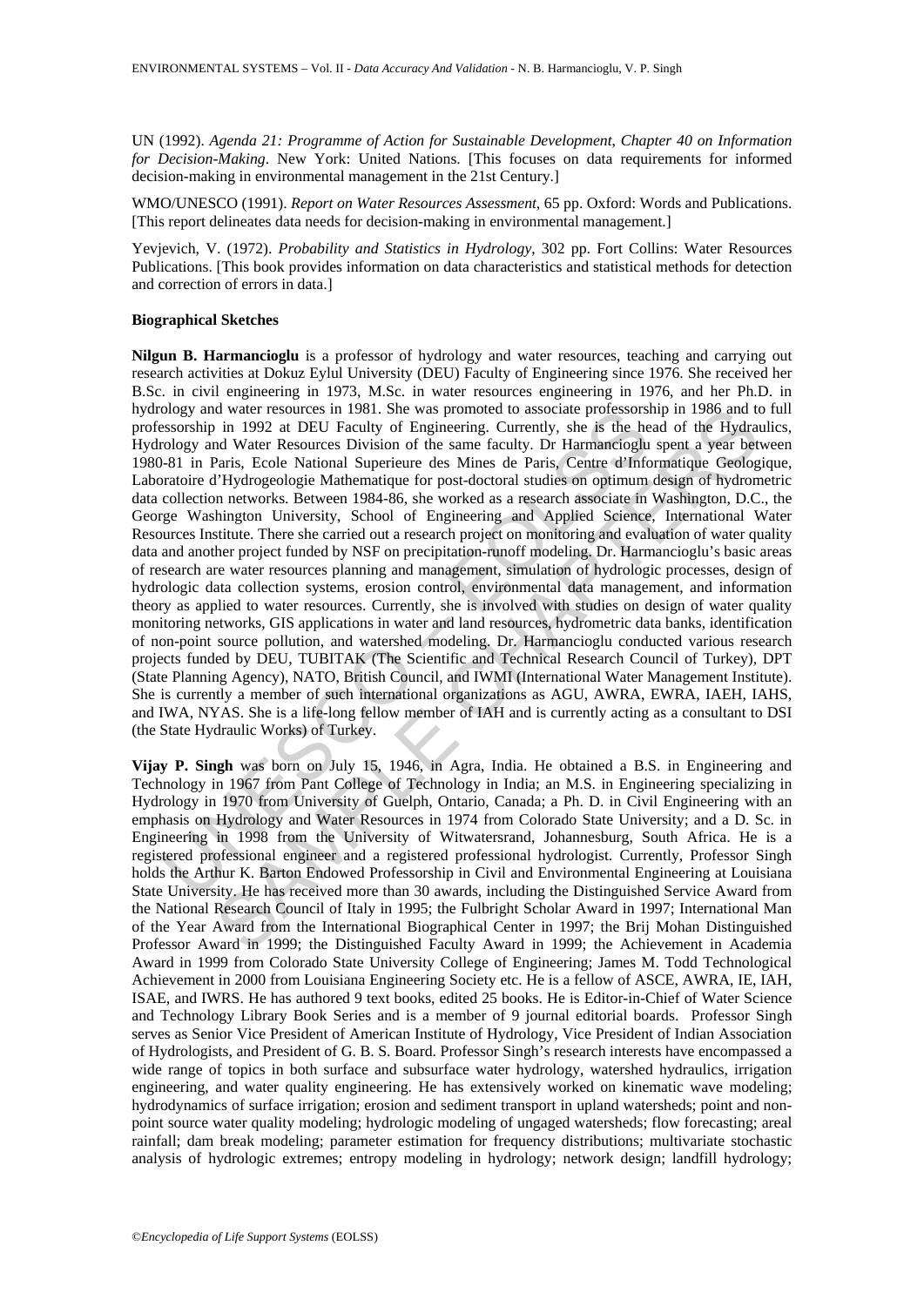UN (1992). *Agenda 21: Programme of Action for Sustainable Development, Chapter 40 on Information for Decision-Making*. New York: United Nations. [This focuses on data requirements for informed decision-making in environmental management in the 21st Century.]

WMO/UNESCO (1991). *Report on Water Resources Assessment*, 65 pp. Oxford: Words and Publications. [This report delineates data needs for decision-making in environmental management.]

Yevjevich, V. (1972). *Probability and Statistics in Hydrology*, 302 pp. Fort Collins: Water Resources Publications. [This book provides information on data characteristics and statistical methods for detection and correction of errors in data.]

**Biographical Sketches**

**Nilgun B. Harmancioglu** is a professor of hydrology and water resources, teaching and carrying out research activities at Dokuz Eylul University (DEU) Faculty of Engineering since 1976. She received her B.Sc. in civil engineering in 1973, M.Sc. in water resources engineering in 1976, and her Ph.D. in hydrology and water resources in 1981. She was promoted to associate professorship in 1986 and to full professorship in 1992 at DEU Faculty of Engineering. Currently, she is the head of the Hydraulics, Hydrology and Water Resources Division of the same faculty. Dr Harmancioglu spent a year between 1980-81 in Paris, Ecole National Superieure des Mines de Paris, Centre d'Informatique Geologique, Laboratoire d'Hydrogeologie Mathematique for post-doctoral studies on optimum design of hydrometric data collection networks. Between 1984-86, she worked as a research associate in Washington, D.C., the George Washington University, School of Engineering and Applied Science, International Water Resources Institute. There she carried out a research project on monitoring and evaluation of water quality data and another project funded by NSF on precipitation-runoff modeling. Dr. Harmancioglu's basic areas of research are water resources planning and management, simulation of hydrologic processes, design of hydrologic data collection systems, erosion control, environmental data management, and information theory as applied to water resources. Currently, she is involved with studies on design of water quality monitoring networks, GIS applications in water and land resources, hydrometric data banks, identification of non-point source pollution, and watershed modeling. Dr. Harmancioglu conducted various research projects funded by DEU, TUBITAK (The Scientific and Technical Research Council of Turkey), DPT (State Planning Agency), NATO, British Council, and IWMI (International Water Management Institute). She is currently a member of such international organizations as AGU, AWRA, EWRA, IAEH, IAHS, and IWA, NYAS. She is a life-long fellow member of IAH and is currently acting as a consultant to DSI (the State Hydraulic Works) of Turkey.

**Vijay P. Singh** was born on July 15, 1946, in Agra, India. He obtained a B.S. in Engineering and Technology in 1967 from Pant College of Technology in India; an M.S. in Engineering specializing in Hydrology in 1970 from University of Guelph, Ontario, Canada; a Ph. D. in Civil Engineering with an emphasis on Hydrology and Water Resources in 1974 from Colorado State University; and a D. Sc. in Engineering in 1998 from the University of Witwatersrand, Johannesburg, South Africa. He is a registered professional engineer and a registered professional hydrologist. Currently, Professor Singh holds the Arthur K. Barton Endowed Professorship in Civil and Environmental Engineering at Louisiana State University. He has received more than 30 awards, including the Distinguished Service Award from the National Research Council of Italy in 1995; the Fulbright Scholar Award in 1997; International Man of the Year Award from the International Biographical Center in 1997; the Brij Mohan Distinguished Professor Award in 1999; the Distinguished Faculty Award in 1999; the Achievement in Academia Award in 1999 from Colorado State University College of Engineering; James M. Todd Technological Achievement in 2000 from Louisiana Engineering Society etc. He is a fellow of ASCE, AWRA, IE, IAH, ISAE, and IWRS. He has authored 9 text books, edited 25 books. He is Editor-in-Chief of Water Science and Technology Library Book Series and is a member of 9 journal editorial boards. Professor Singh serves as Senior Vice President of American Institute of Hydrology, Vice President of Indian Association of Hydrologists, and President of G. B. S. Board. Professor Singh's research interests have encompassed a wide range of topics in both surface and subsurface water hydrology, watershed hydraulics, irrigation engineering, and water quality engineering. He has extensively worked on kinematic wave modeling; hydrodynamics of surface irrigation; erosion and sediment transport in upland watersheds; point and non-point source water quality modeling; hydrologic modeling of ungaged watersheds; flow forecasting; areal rainfall; dam break modeling; parameter estimation for frequency distributions; multivariate stochastic analysis of hydrologic extremes; entropy modeling in hydrology; network design; landfill hydrology;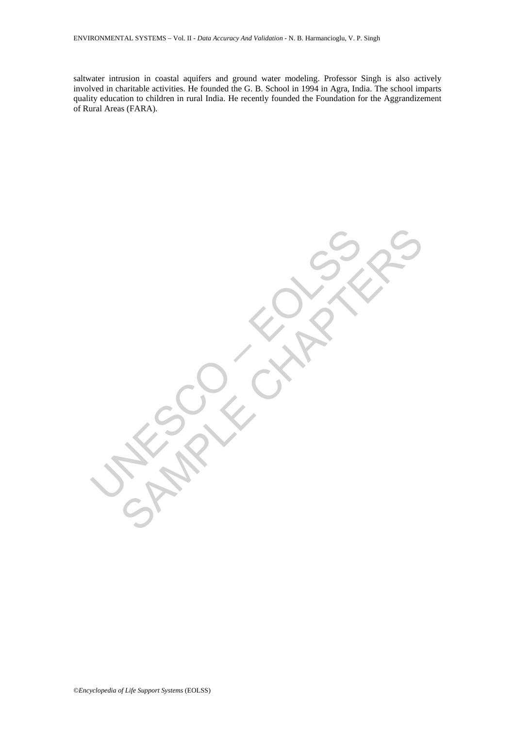saltwater intrusion in coastal aquifers and ground water modeling. Professor Singh is also actively involved in charitable activities. He founded the G. B. School in 1994 in Agra, India. The school imparts quality education to children in rural India. He recently founded the Foundation for the Aggrandizement of Rural Areas (FARA).